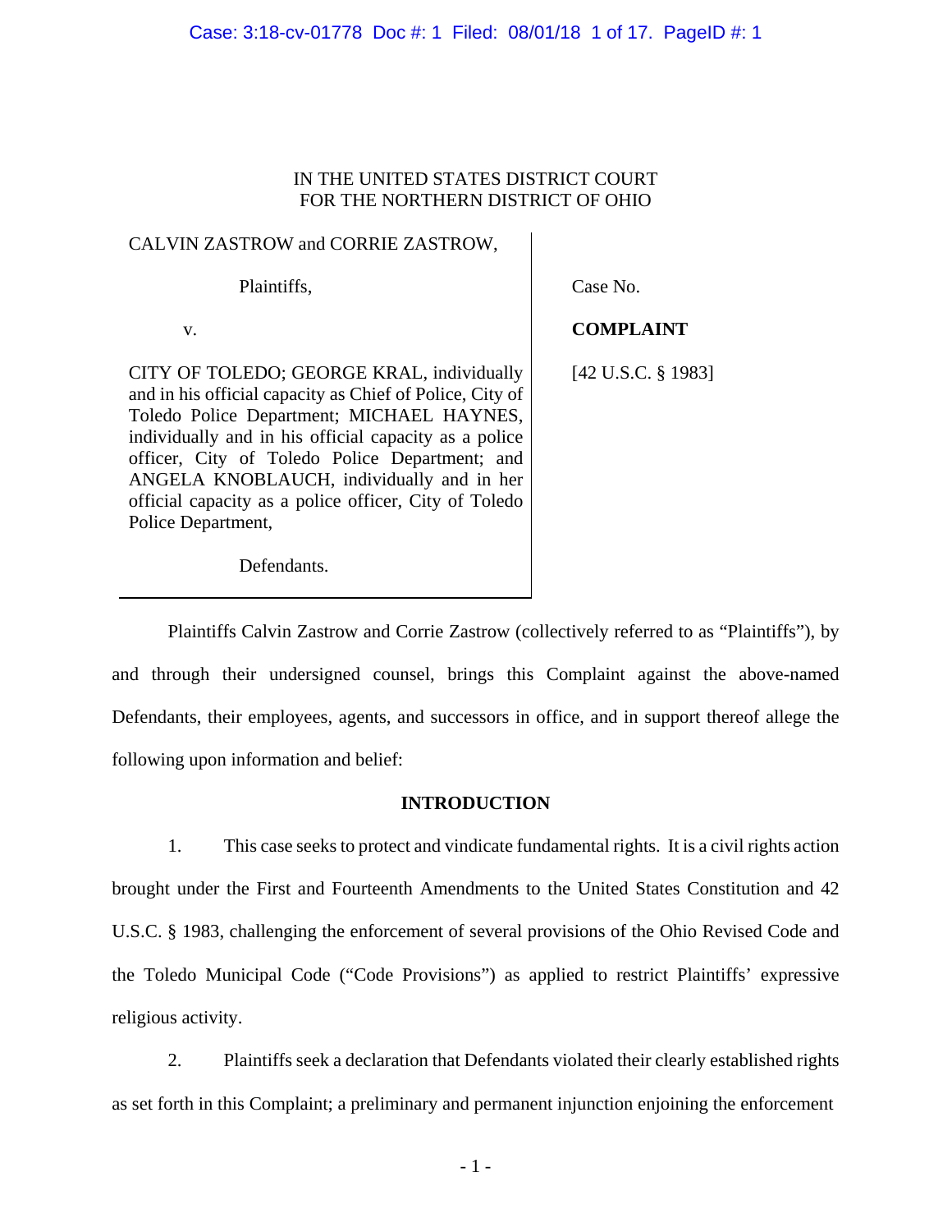IN THE UNITED STATES DISTRICT COURT
FOR THE NORTHERN DISTRICT OF OHIO

| | |
|---|---|
| CALVIN ZASTROW and CORRIE ZASTROW, | |
| Plaintiffs, | Case No. |
| v. | **COMPLAINT** |
| CITY OF TOLEDO; GEORGE KRAL, individually and in his official capacity as Chief of Police, City of Toledo Police Department; MICHAEL HAYNES, individually and in his official capacity as a police officer, City of Toledo Police Department; and ANGELA KNOBLAUCH, individually and in her official capacity as a police officer, City of Toledo Police Department, | [42 U.S.C. § 1983] |
| Defendants. | |

Plaintiffs Calvin Zastrow and Corrie Zastrow (collectively referred to as "Plaintiffs"), by and through their undersigned counsel, brings this Complaint against the above-named Defendants, their employees, agents, and successors in office, and in support thereof allege the following upon information and belief:

## INTRODUCTION

1. This case seeks to protect and vindicate fundamental rights. It is a civil rights action brought under the First and Fourteenth Amendments to the United States Constitution and 42 U.S.C. § 1983, challenging the enforcement of several provisions of the Ohio Revised Code and the Toledo Municipal Code ("Code Provisions") as applied to restrict Plaintiffs' expressive religious activity.

2. Plaintiffs seek a declaration that Defendants violated their clearly established rights as set forth in this Complaint; a preliminary and permanent injunction enjoining the enforcement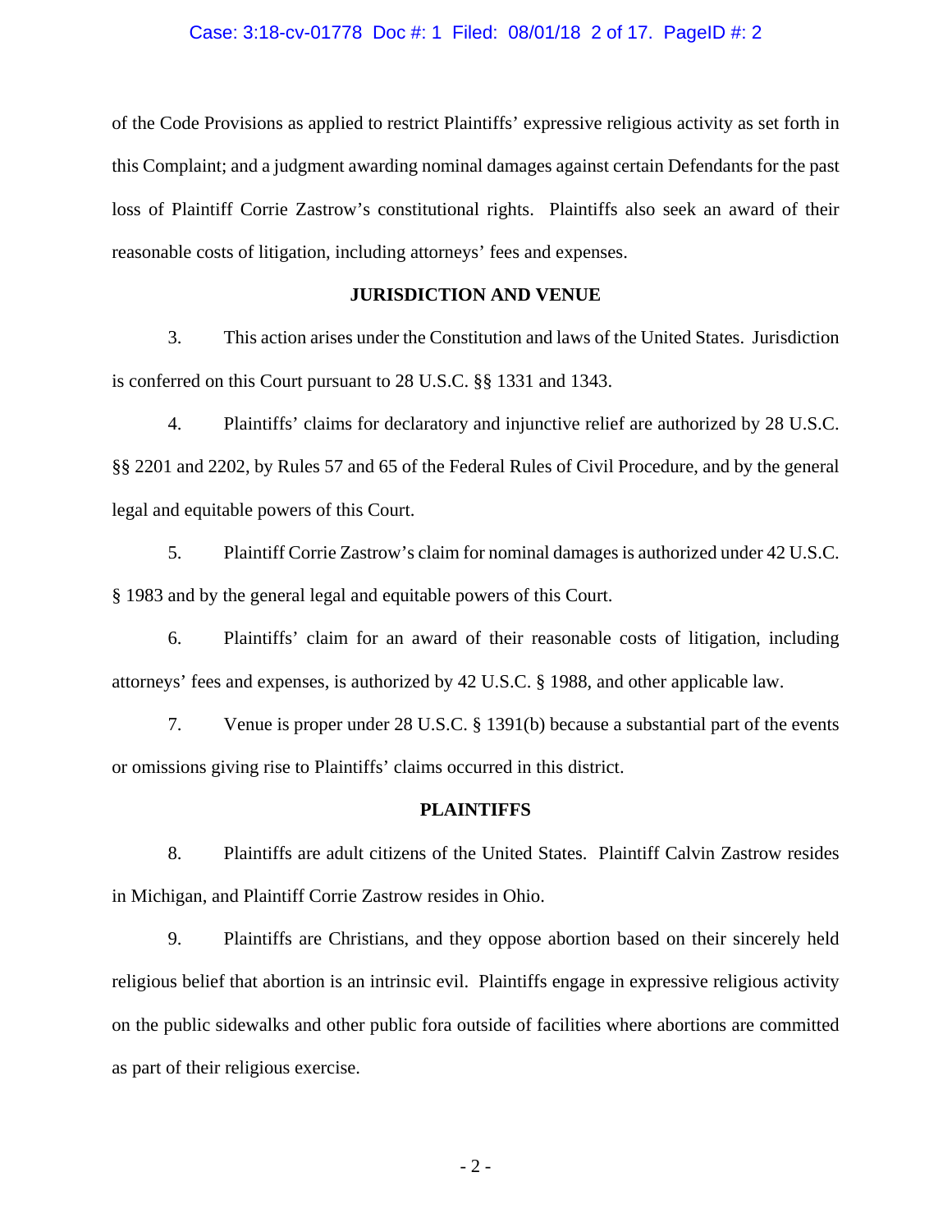of the Code Provisions as applied to restrict Plaintiffs' expressive religious activity as set forth in this Complaint; and a judgment awarding nominal damages against certain Defendants for the past loss of Plaintiff Corrie Zastrow's constitutional rights. Plaintiffs also seek an award of their reasonable costs of litigation, including attorneys' fees and expenses.

## JURISDICTION AND VENUE

3. This action arises under the Constitution and laws of the United States. Jurisdiction is conferred on this Court pursuant to 28 U.S.C. §§ 1331 and 1343.

4. Plaintiffs' claims for declaratory and injunctive relief are authorized by 28 U.S.C. §§ 2201 and 2202, by Rules 57 and 65 of the Federal Rules of Civil Procedure, and by the general legal and equitable powers of this Court.

5. Plaintiff Corrie Zastrow's claim for nominal damages is authorized under 42 U.S.C. § 1983 and by the general legal and equitable powers of this Court.

6. Plaintiffs' claim for an award of their reasonable costs of litigation, including attorneys' fees and expenses, is authorized by 42 U.S.C. § 1988, and other applicable law.

7. Venue is proper under 28 U.S.C. § 1391(b) because a substantial part of the events or omissions giving rise to Plaintiffs' claims occurred in this district.

## PLAINTIFFS

8. Plaintiffs are adult citizens of the United States. Plaintiff Calvin Zastrow resides in Michigan, and Plaintiff Corrie Zastrow resides in Ohio.

9. Plaintiffs are Christians, and they oppose abortion based on their sincerely held religious belief that abortion is an intrinsic evil. Plaintiffs engage in expressive religious activity on the public sidewalks and other public fora outside of facilities where abortions are committed as part of their religious exercise.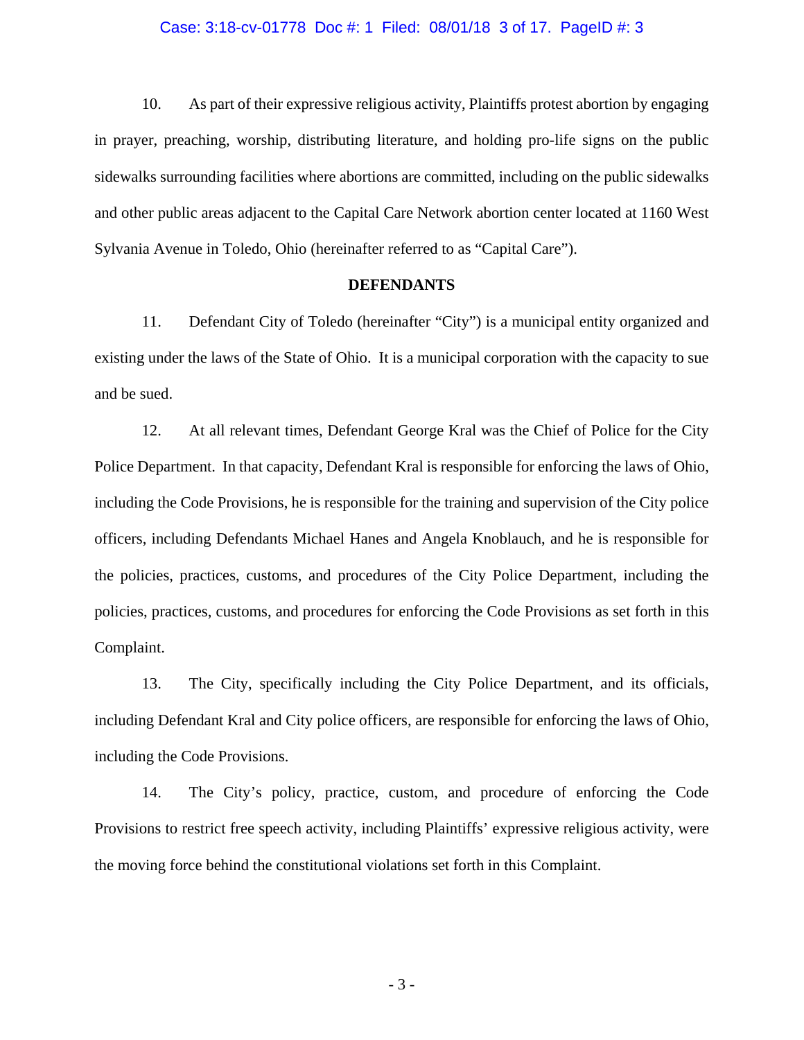10. As part of their expressive religious activity, Plaintiffs protest abortion by engaging in prayer, preaching, worship, distributing literature, and holding pro-life signs on the public sidewalks surrounding facilities where abortions are committed, including on the public sidewalks and other public areas adjacent to the Capital Care Network abortion center located at 1160 West Sylvania Avenue in Toledo, Ohio (hereinafter referred to as "Capital Care").

## DEFENDANTS

11. Defendant City of Toledo (hereinafter "City") is a municipal entity organized and existing under the laws of the State of Ohio. It is a municipal corporation with the capacity to sue and be sued.

12. At all relevant times, Defendant George Kral was the Chief of Police for the City Police Department. In that capacity, Defendant Kral is responsible for enforcing the laws of Ohio, including the Code Provisions, he is responsible for the training and supervision of the City police officers, including Defendants Michael Hanes and Angela Knoblauch, and he is responsible for the policies, practices, customs, and procedures of the City Police Department, including the policies, practices, customs, and procedures for enforcing the Code Provisions as set forth in this Complaint.

13. The City, specifically including the City Police Department, and its officials, including Defendant Kral and City police officers, are responsible for enforcing the laws of Ohio, including the Code Provisions.

14. The City's policy, practice, custom, and procedure of enforcing the Code Provisions to restrict free speech activity, including Plaintiffs' expressive religious activity, were the moving force behind the constitutional violations set forth in this Complaint.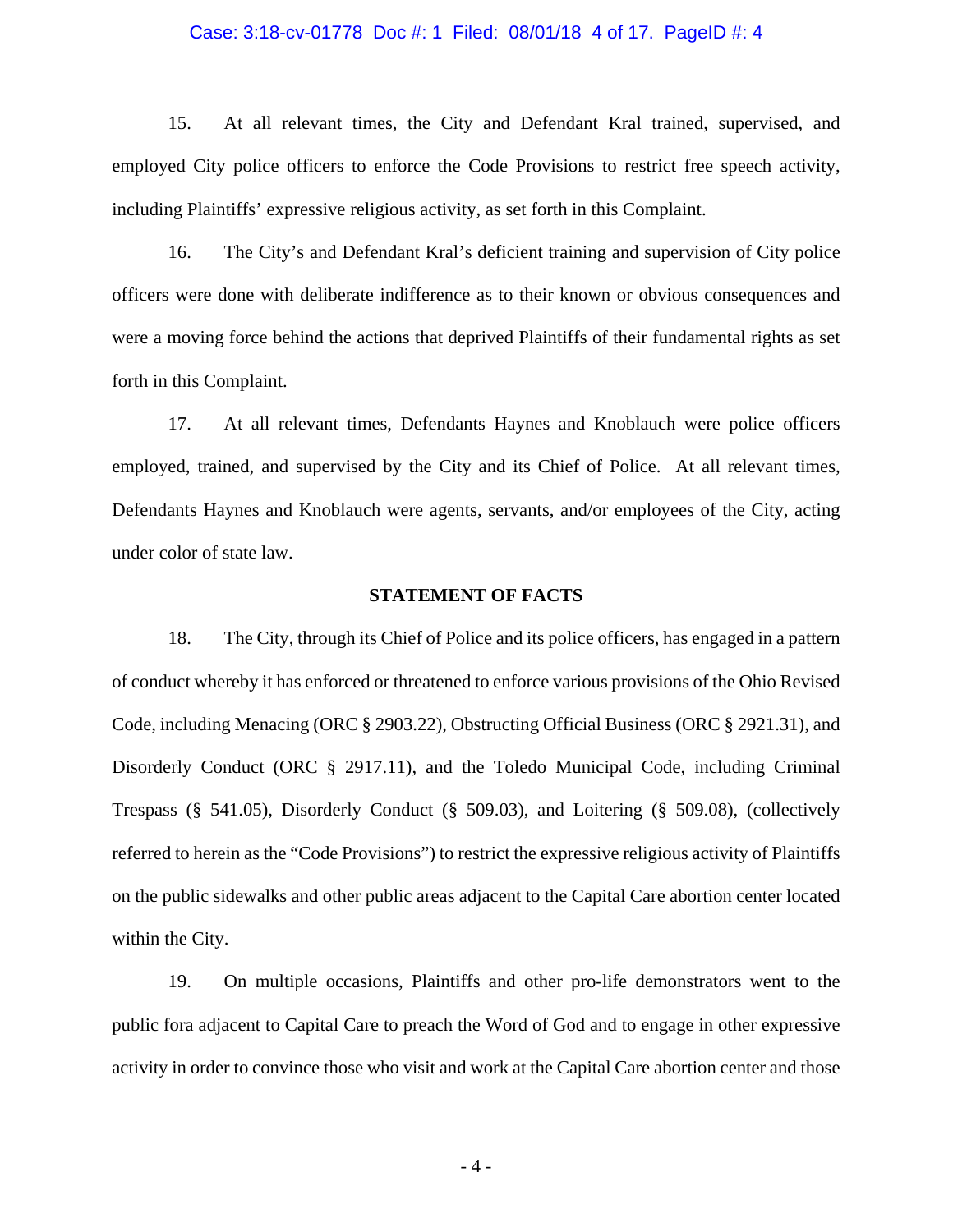15. At all relevant times, the City and Defendant Kral trained, supervised, and employed City police officers to enforce the Code Provisions to restrict free speech activity, including Plaintiffs' expressive religious activity, as set forth in this Complaint.

16. The City's and Defendant Kral's deficient training and supervision of City police officers were done with deliberate indifference as to their known or obvious consequences and were a moving force behind the actions that deprived Plaintiffs of their fundamental rights as set forth in this Complaint.

17. At all relevant times, Defendants Haynes and Knoblauch were police officers employed, trained, and supervised by the City and its Chief of Police. At all relevant times, Defendants Haynes and Knoblauch were agents, servants, and/or employees of the City, acting under color of state law.

**STATEMENT OF FACTS**

18. The City, through its Chief of Police and its police officers, has engaged in a pattern of conduct whereby it has enforced or threatened to enforce various provisions of the Ohio Revised Code, including Menacing (ORC § 2903.22), Obstructing Official Business (ORC § 2921.31), and Disorderly Conduct (ORC § 2917.11), and the Toledo Municipal Code, including Criminal Trespass (§ 541.05), Disorderly Conduct (§ 509.03), and Loitering (§ 509.08), (collectively referred to herein as the "Code Provisions") to restrict the expressive religious activity of Plaintiffs on the public sidewalks and other public areas adjacent to the Capital Care abortion center located within the City.

19. On multiple occasions, Plaintiffs and other pro-life demonstrators went to the public fora adjacent to Capital Care to preach the Word of God and to engage in other expressive activity in order to convince those who visit and work at the Capital Care abortion center and those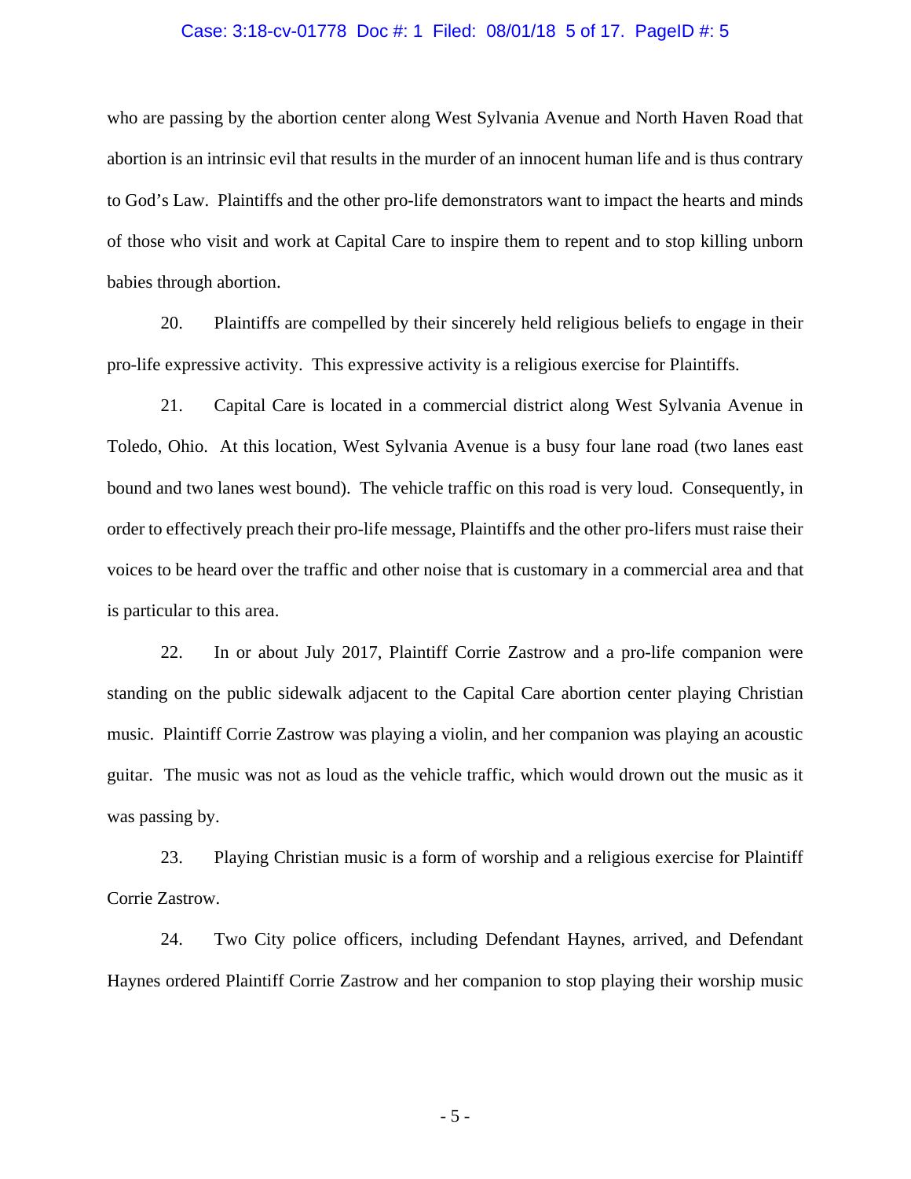who are passing by the abortion center along West Sylvania Avenue and North Haven Road that abortion is an intrinsic evil that results in the murder of an innocent human life and is thus contrary to God's Law. Plaintiffs and the other pro-life demonstrators want to impact the hearts and minds of those who visit and work at Capital Care to inspire them to repent and to stop killing unborn babies through abortion.

20. Plaintiffs are compelled by their sincerely held religious beliefs to engage in their pro-life expressive activity. This expressive activity is a religious exercise for Plaintiffs.

21. Capital Care is located in a commercial district along West Sylvania Avenue in Toledo, Ohio. At this location, West Sylvania Avenue is a busy four lane road (two lanes east bound and two lanes west bound). The vehicle traffic on this road is very loud. Consequently, in order to effectively preach their pro-life message, Plaintiffs and the other pro-lifers must raise their voices to be heard over the traffic and other noise that is customary in a commercial area and that is particular to this area.

22. In or about July 2017, Plaintiff Corrie Zastrow and a pro-life companion were standing on the public sidewalk adjacent to the Capital Care abortion center playing Christian music. Plaintiff Corrie Zastrow was playing a violin, and her companion was playing an acoustic guitar. The music was not as loud as the vehicle traffic, which would drown out the music as it was passing by.

23. Playing Christian music is a form of worship and a religious exercise for Plaintiff Corrie Zastrow.

24. Two City police officers, including Defendant Haynes, arrived, and Defendant Haynes ordered Plaintiff Corrie Zastrow and her companion to stop playing their worship music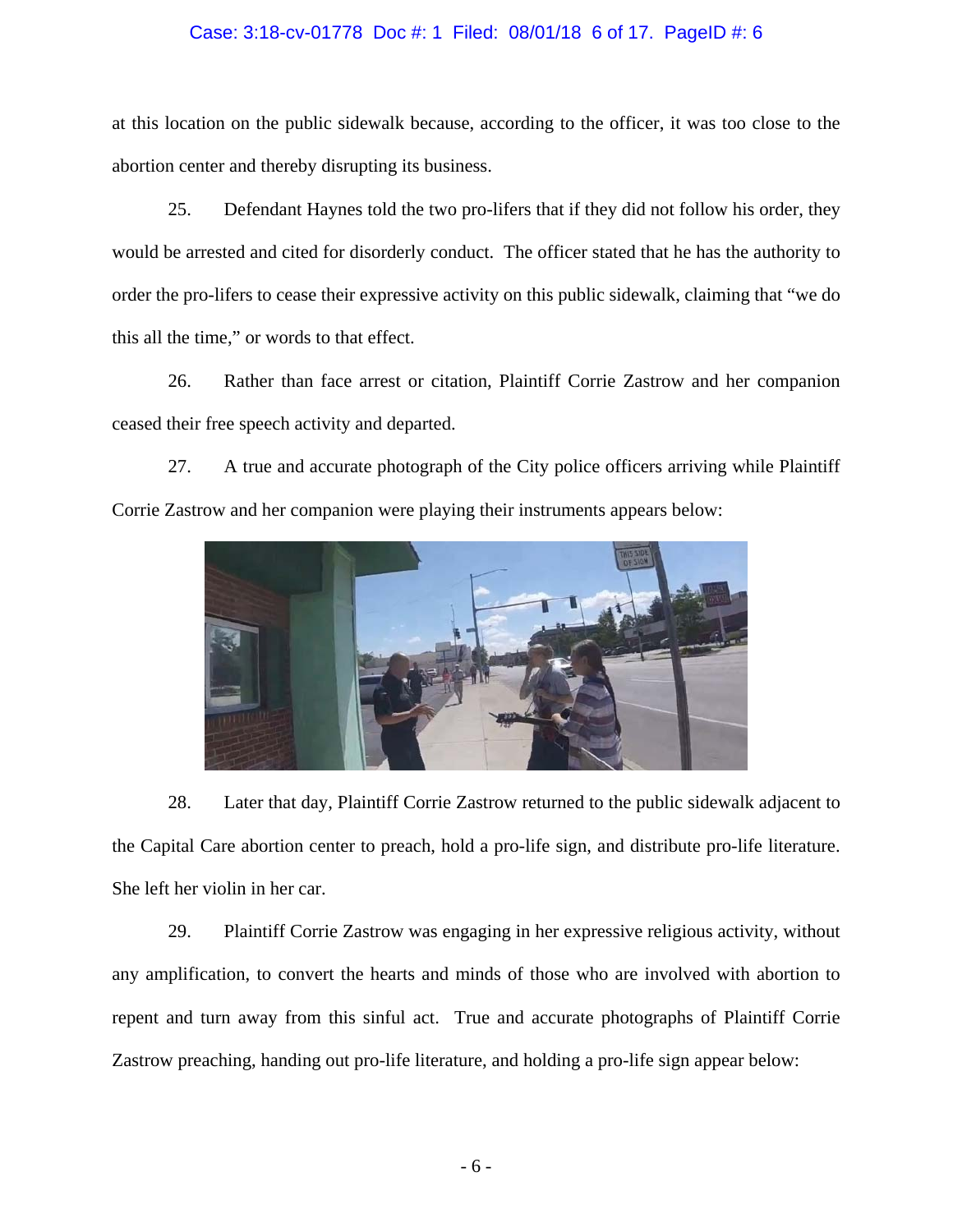at this location on the public sidewalk because, according to the officer, it was too close to the abortion center and thereby disrupting its business.

25. Defendant Haynes told the two pro-lifers that if they did not follow his order, they would be arrested and cited for disorderly conduct. The officer stated that he has the authority to order the pro-lifers to cease their expressive activity on this public sidewalk, claiming that "we do this all the time," or words to that effect.

26. Rather than face arrest or citation, Plaintiff Corrie Zastrow and her companion ceased their free speech activity and departed.

27. A true and accurate photograph of the City police officers arriving while Plaintiff Corrie Zastrow and her companion were playing their instruments appears below:

28. Later that day, Plaintiff Corrie Zastrow returned to the public sidewalk adjacent to the Capital Care abortion center to preach, hold a pro-life sign, and distribute pro-life literature. She left her violin in her car.

29. Plaintiff Corrie Zastrow was engaging in her expressive religious activity, without any amplification, to convert the hearts and minds of those who are involved with abortion to repent and turn away from this sinful act. True and accurate photographs of Plaintiff Corrie Zastrow preaching, handing out pro-life literature, and holding a pro-life sign appear below: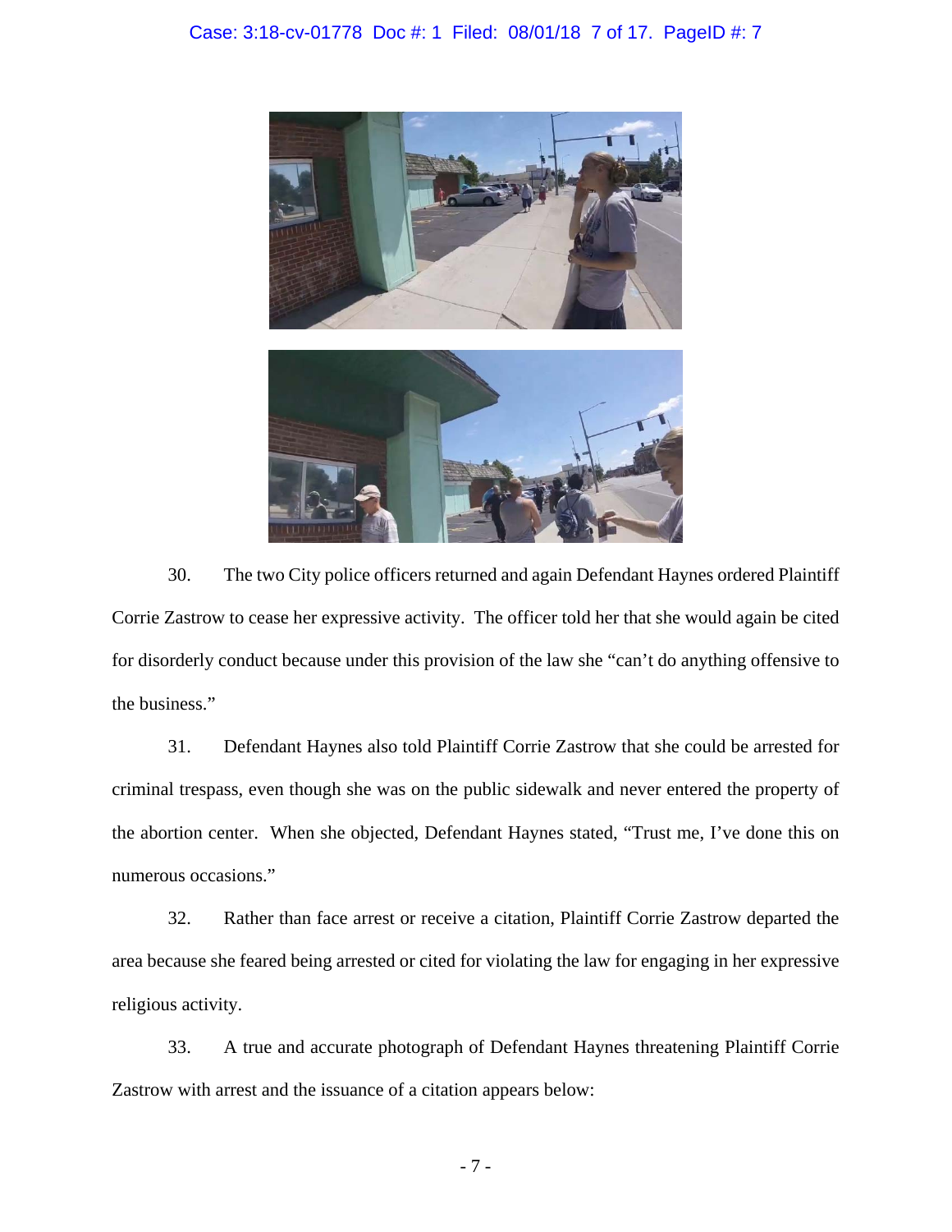30. The two City police officers returned and again Defendant Haynes ordered Plaintiff Corrie Zastrow to cease her expressive activity. The officer told her that she would again be cited for disorderly conduct because under this provision of the law she "can't do anything offensive to the business."

31. Defendant Haynes also told Plaintiff Corrie Zastrow that she could be arrested for criminal trespass, even though she was on the public sidewalk and never entered the property of the abortion center. When she objected, Defendant Haynes stated, "Trust me, I've done this on numerous occasions."

32. Rather than face arrest or receive a citation, Plaintiff Corrie Zastrow departed the area because she feared being arrested or cited for violating the law for engaging in her expressive religious activity.

33. A true and accurate photograph of Defendant Haynes threatening Plaintiff Corrie Zastrow with arrest and the issuance of a citation appears below: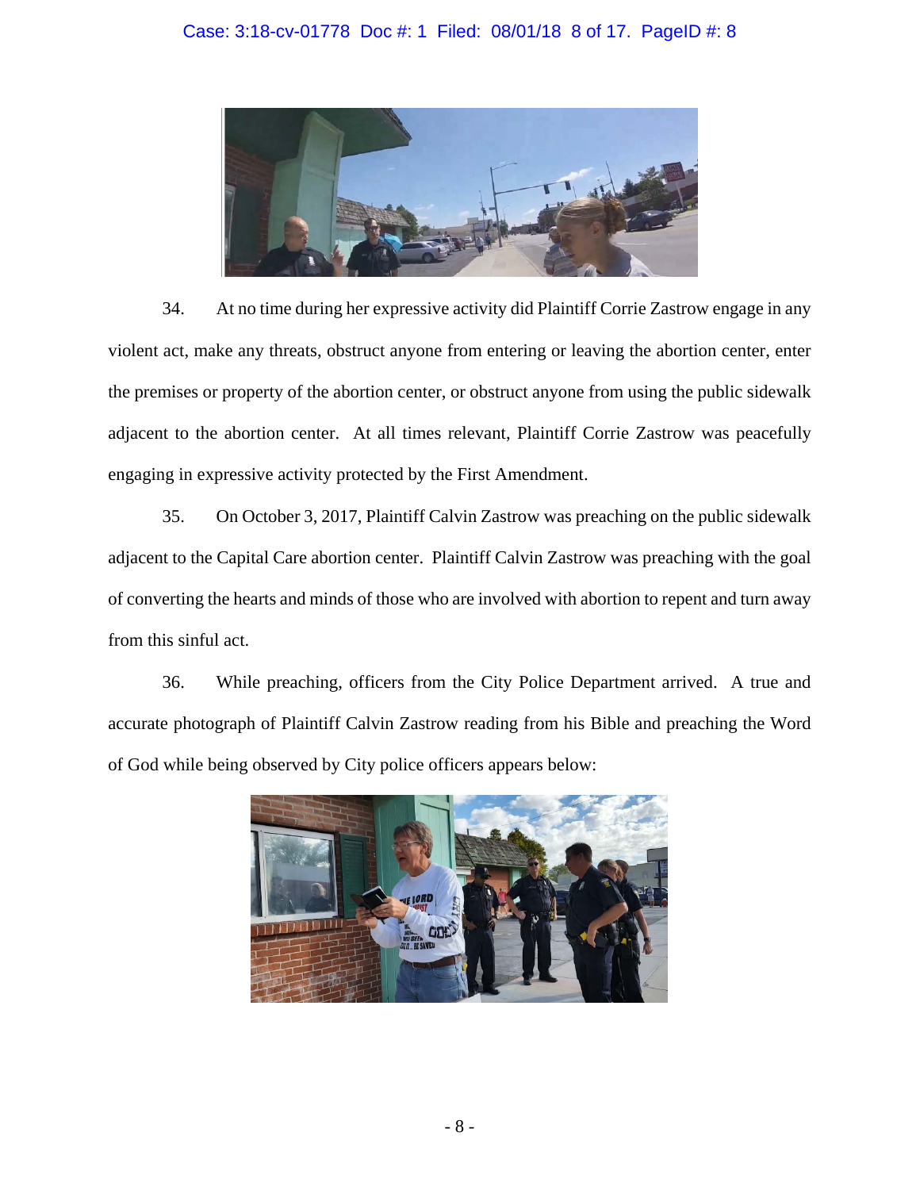34. At no time during her expressive activity did Plaintiff Corrie Zastrow engage in any violent act, make any threats, obstruct anyone from entering or leaving the abortion center, enter the premises or property of the abortion center, or obstruct anyone from using the public sidewalk adjacent to the abortion center. At all times relevant, Plaintiff Corrie Zastrow was peacefully engaging in expressive activity protected by the First Amendment.

35. On October 3, 2017, Plaintiff Calvin Zastrow was preaching on the public sidewalk adjacent to the Capital Care abortion center. Plaintiff Calvin Zastrow was preaching with the goal of converting the hearts and minds of those who are involved with abortion to repent and turn away from this sinful act.

36. While preaching, officers from the City Police Department arrived. A true and accurate photograph of Plaintiff Calvin Zastrow reading from his Bible and preaching the Word of God while being observed by City police officers appears below: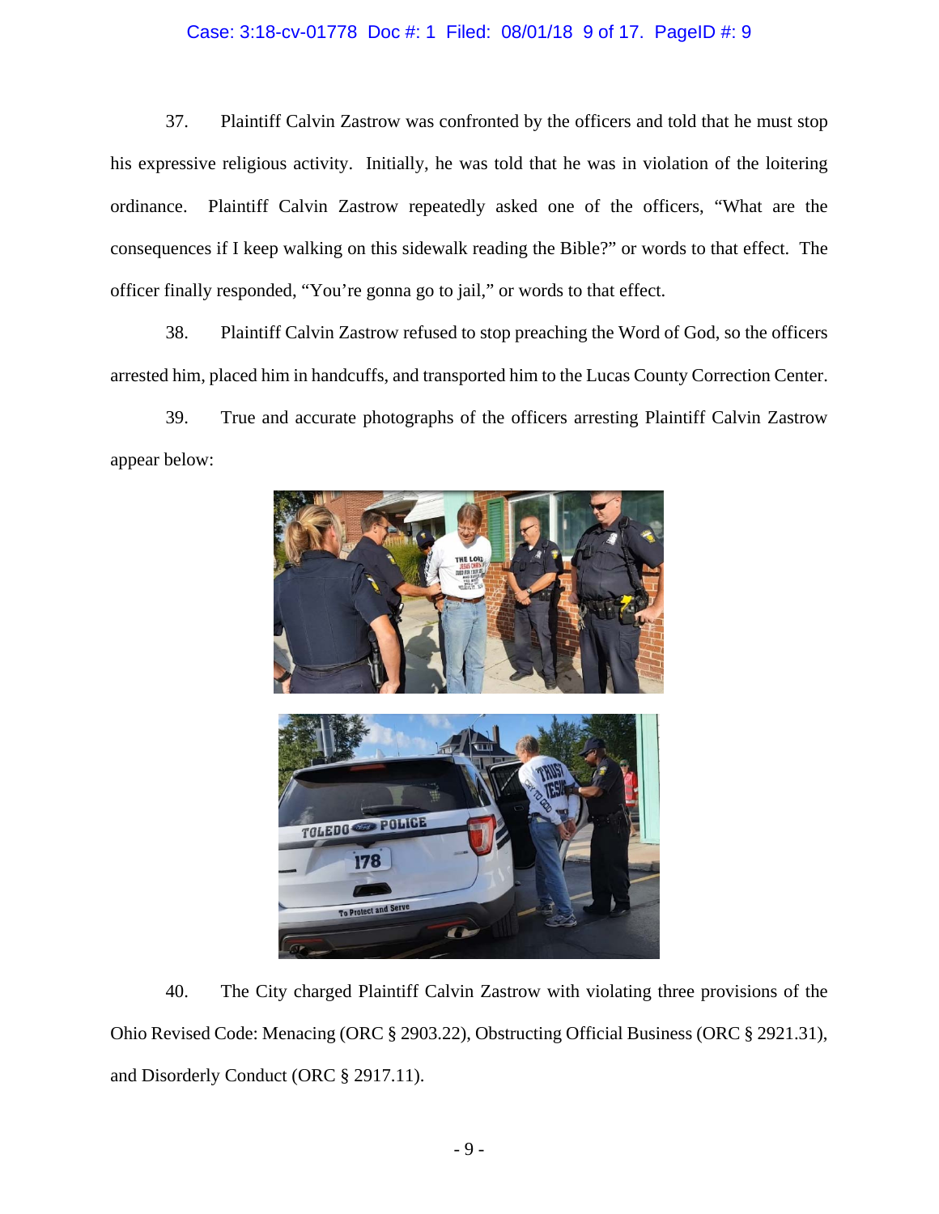37. Plaintiff Calvin Zastrow was confronted by the officers and told that he must stop his expressive religious activity. Initially, he was told that he was in violation of the loitering ordinance. Plaintiff Calvin Zastrow repeatedly asked one of the officers, "What are the consequences if I keep walking on this sidewalk reading the Bible?" or words to that effect. The officer finally responded, "You're gonna go to jail," or words to that effect.

38. Plaintiff Calvin Zastrow refused to stop preaching the Word of God, so the officers arrested him, placed him in handcuffs, and transported him to the Lucas County Correction Center.

39. True and accurate photographs of the officers arresting Plaintiff Calvin Zastrow appear below:

40. The City charged Plaintiff Calvin Zastrow with violating three provisions of the Ohio Revised Code: Menacing (ORC § 2903.22), Obstructing Official Business (ORC § 2921.31), and Disorderly Conduct (ORC § 2917.11).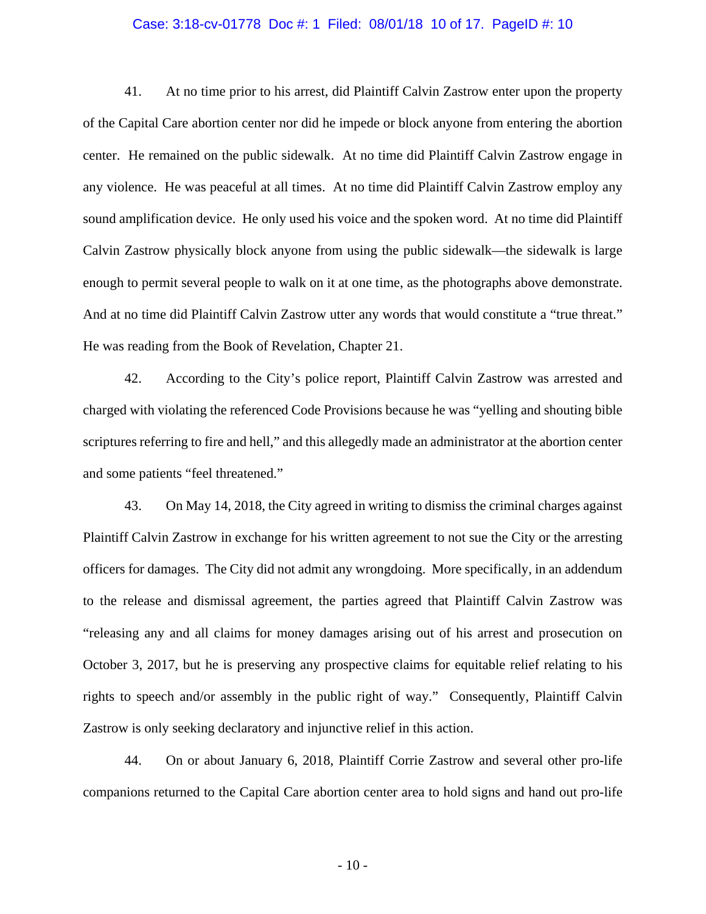41. At no time prior to his arrest, did Plaintiff Calvin Zastrow enter upon the property of the Capital Care abortion center nor did he impede or block anyone from entering the abortion center. He remained on the public sidewalk. At no time did Plaintiff Calvin Zastrow engage in any violence. He was peaceful at all times. At no time did Plaintiff Calvin Zastrow employ any sound amplification device. He only used his voice and the spoken word. At no time did Plaintiff Calvin Zastrow physically block anyone from using the public sidewalk—the sidewalk is large enough to permit several people to walk on it at one time, as the photographs above demonstrate. And at no time did Plaintiff Calvin Zastrow utter any words that would constitute a "true threat." He was reading from the Book of Revelation, Chapter 21.

42. According to the City's police report, Plaintiff Calvin Zastrow was arrested and charged with violating the referenced Code Provisions because he was "yelling and shouting bible scriptures referring to fire and hell," and this allegedly made an administrator at the abortion center and some patients "feel threatened."

43. On May 14, 2018, the City agreed in writing to dismiss the criminal charges against Plaintiff Calvin Zastrow in exchange for his written agreement to not sue the City or the arresting officers for damages. The City did not admit any wrongdoing. More specifically, in an addendum to the release and dismissal agreement, the parties agreed that Plaintiff Calvin Zastrow was "releasing any and all claims for money damages arising out of his arrest and prosecution on October 3, 2017, but he is preserving any prospective claims for equitable relief relating to his rights to speech and/or assembly in the public right of way." Consequently, Plaintiff Calvin Zastrow is only seeking declaratory and injunctive relief in this action.

44. On or about January 6, 2018, Plaintiff Corrie Zastrow and several other pro-life companions returned to the Capital Care abortion center area to hold signs and hand out pro-life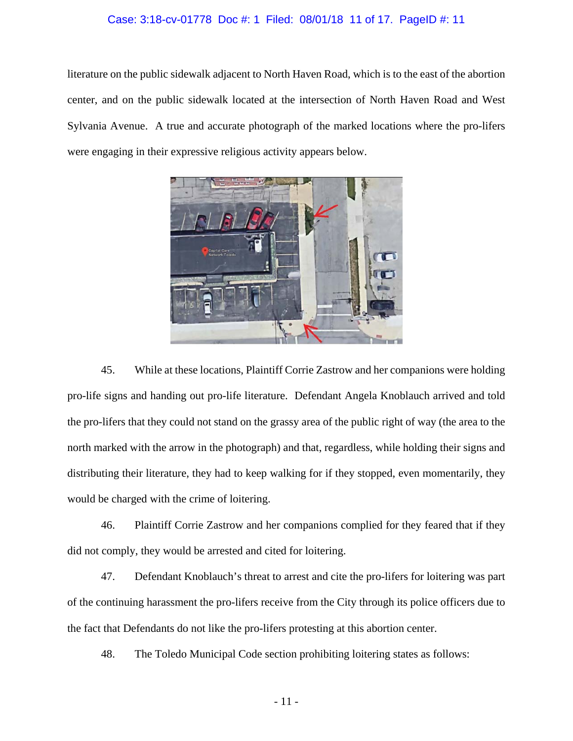literature on the public sidewalk adjacent to North Haven Road, which is to the east of the abortion center, and on the public sidewalk located at the intersection of North Haven Road and West Sylvania Avenue. A true and accurate photograph of the marked locations where the pro-lifers were engaging in their expressive religious activity appears below.

45. While at these locations, Plaintiff Corrie Zastrow and her companions were holding pro-life signs and handing out pro-life literature. Defendant Angela Knoblauch arrived and told the pro-lifers that they could not stand on the grassy area of the public right of way (the area to the north marked with the arrow in the photograph) and that, regardless, while holding their signs and distributing their literature, they had to keep walking for if they stopped, even momentarily, they would be charged with the crime of loitering.

46. Plaintiff Corrie Zastrow and her companions complied for they feared that if they did not comply, they would be arrested and cited for loitering.

47. Defendant Knoblauch's threat to arrest and cite the pro-lifers for loitering was part of the continuing harassment the pro-lifers receive from the City through its police officers due to the fact that Defendants do not like the pro-lifers protesting at this abortion center.

48. The Toledo Municipal Code section prohibiting loitering states as follows: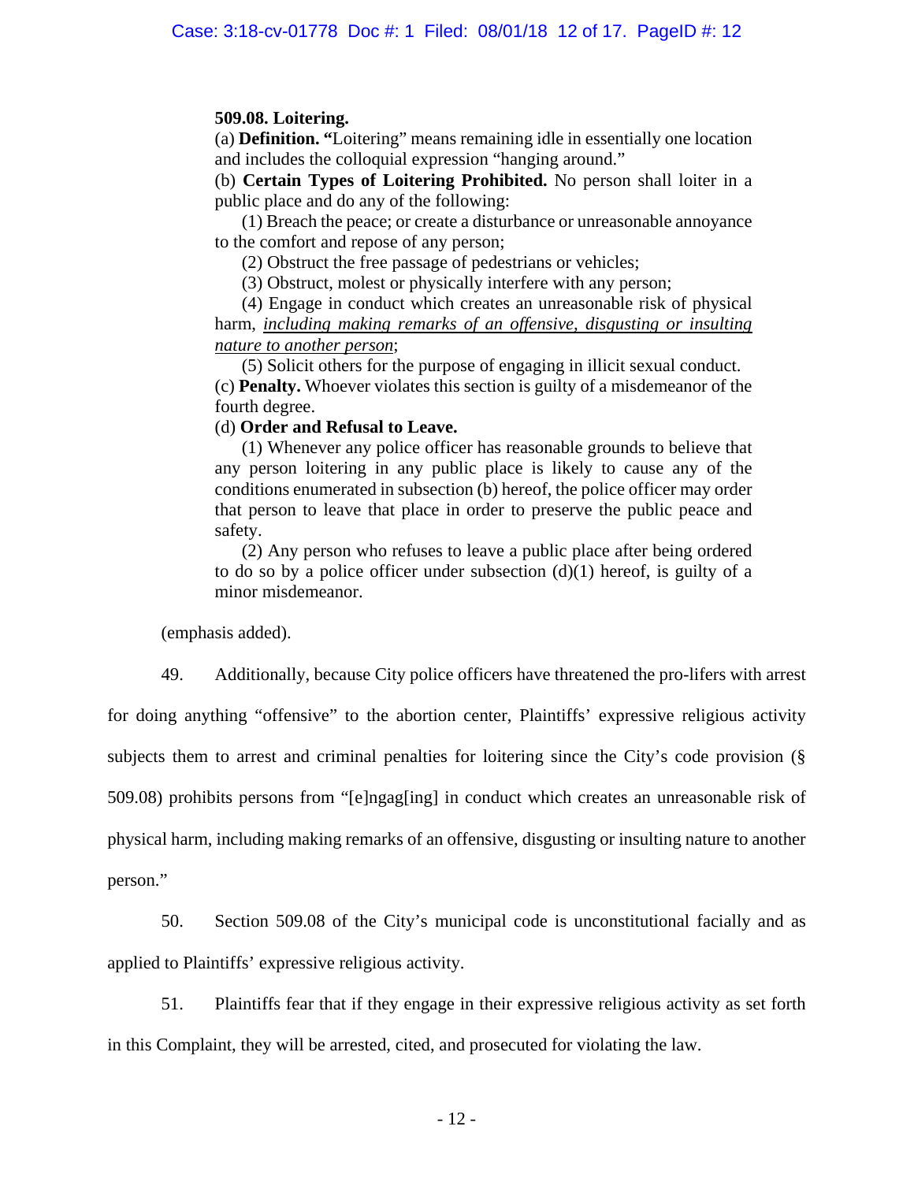**509.08. Loitering.**

(a) **Definition. "**Loitering" means remaining idle in essentially one location and includes the colloquial expression "hanging around."

(b) **Certain Types of Loitering Prohibited.** No person shall loiter in a public place and do any of the following:

(1) Breach the peace; or create a disturbance or unreasonable annoyance to the comfort and repose of any person;

(2) Obstruct the free passage of pedestrians or vehicles;

(3) Obstruct, molest or physically interfere with any person;

(4) Engage in conduct which creates an unreasonable risk of physical harm, *including making remarks of an offensive, disgusting or insulting nature to another person*;

(5) Solicit others for the purpose of engaging in illicit sexual conduct.

(c) **Penalty.** Whoever violates this section is guilty of a misdemeanor of the fourth degree.

(d) **Order and Refusal to Leave.**

(1) Whenever any police officer has reasonable grounds to believe that any person loitering in any public place is likely to cause any of the conditions enumerated in subsection (b) hereof, the police officer may order that person to leave that place in order to preserve the public peace and safety.

(2) Any person who refuses to leave a public place after being ordered to do so by a police officer under subsection (d)(1) hereof, is guilty of a minor misdemeanor.

(emphasis added).

49. Additionally, because City police officers have threatened the pro-lifers with arrest for doing anything "offensive" to the abortion center, Plaintiffs' expressive religious activity subjects them to arrest and criminal penalties for loitering since the City's code provision (§ 509.08) prohibits persons from "[e]ngag[ing] in conduct which creates an unreasonable risk of physical harm, including making remarks of an offensive, disgusting or insulting nature to another person."

50. Section 509.08 of the City's municipal code is unconstitutional facially and as applied to Plaintiffs' expressive religious activity.

51. Plaintiffs fear that if they engage in their expressive religious activity as set forth in this Complaint, they will be arrested, cited, and prosecuted for violating the law.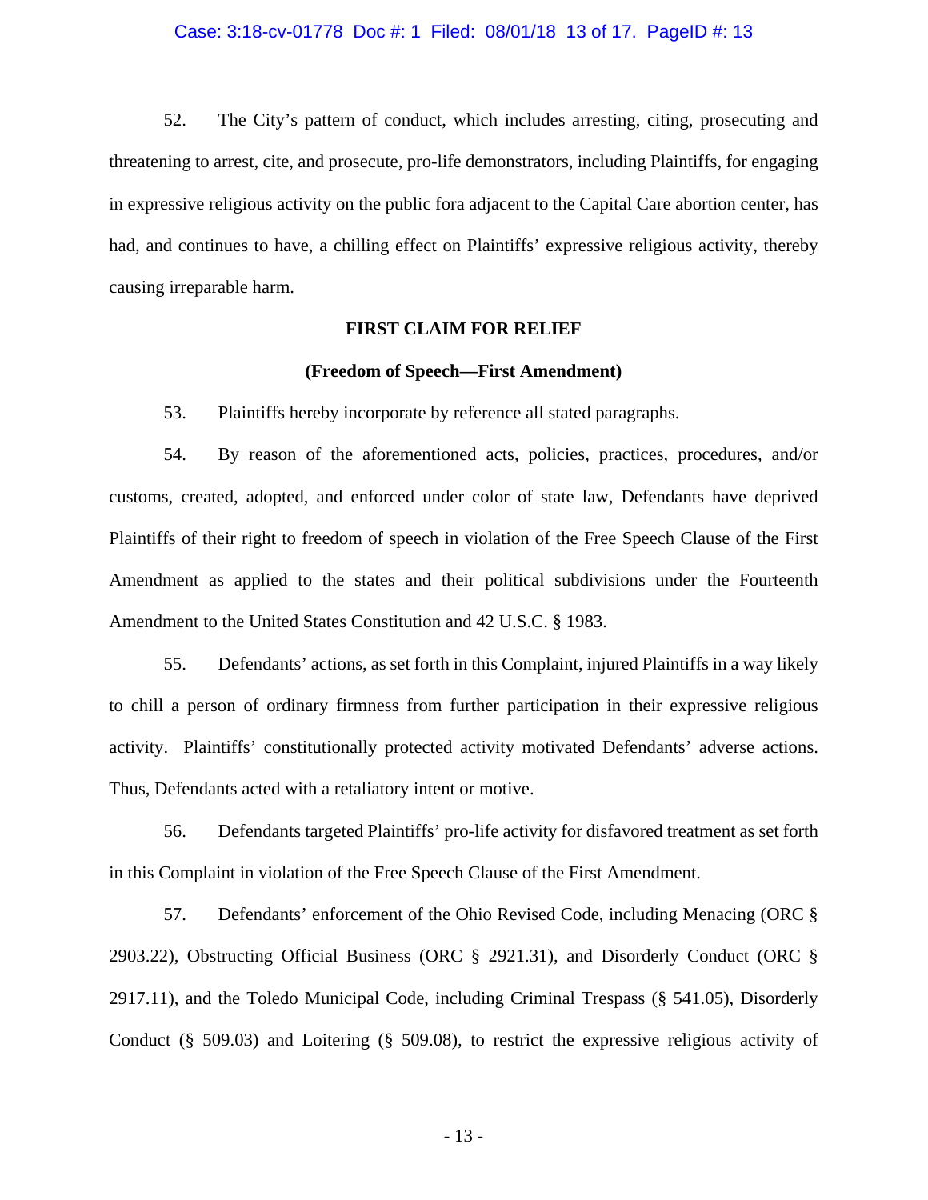52. The City's pattern of conduct, which includes arresting, citing, prosecuting and threatening to arrest, cite, and prosecute, pro-life demonstrators, including Plaintiffs, for engaging in expressive religious activity on the public fora adjacent to the Capital Care abortion center, has had, and continues to have, a chilling effect on Plaintiffs' expressive religious activity, thereby causing irreparable harm.

**FIRST CLAIM FOR RELIEF**

**(Freedom of Speech—First Amendment)**

53. Plaintiffs hereby incorporate by reference all stated paragraphs.

54. By reason of the aforementioned acts, policies, practices, procedures, and/or customs, created, adopted, and enforced under color of state law, Defendants have deprived Plaintiffs of their right to freedom of speech in violation of the Free Speech Clause of the First Amendment as applied to the states and their political subdivisions under the Fourteenth Amendment to the United States Constitution and 42 U.S.C. § 1983.

55. Defendants' actions, as set forth in this Complaint, injured Plaintiffs in a way likely to chill a person of ordinary firmness from further participation in their expressive religious activity. Plaintiffs' constitutionally protected activity motivated Defendants' adverse actions. Thus, Defendants acted with a retaliatory intent or motive.

56. Defendants targeted Plaintiffs' pro-life activity for disfavored treatment as set forth in this Complaint in violation of the Free Speech Clause of the First Amendment.

57. Defendants' enforcement of the Ohio Revised Code, including Menacing (ORC § 2903.22), Obstructing Official Business (ORC § 2921.31), and Disorderly Conduct (ORC § 2917.11), and the Toledo Municipal Code, including Criminal Trespass (§ 541.05), Disorderly Conduct (§ 509.03) and Loitering (§ 509.08), to restrict the expressive religious activity of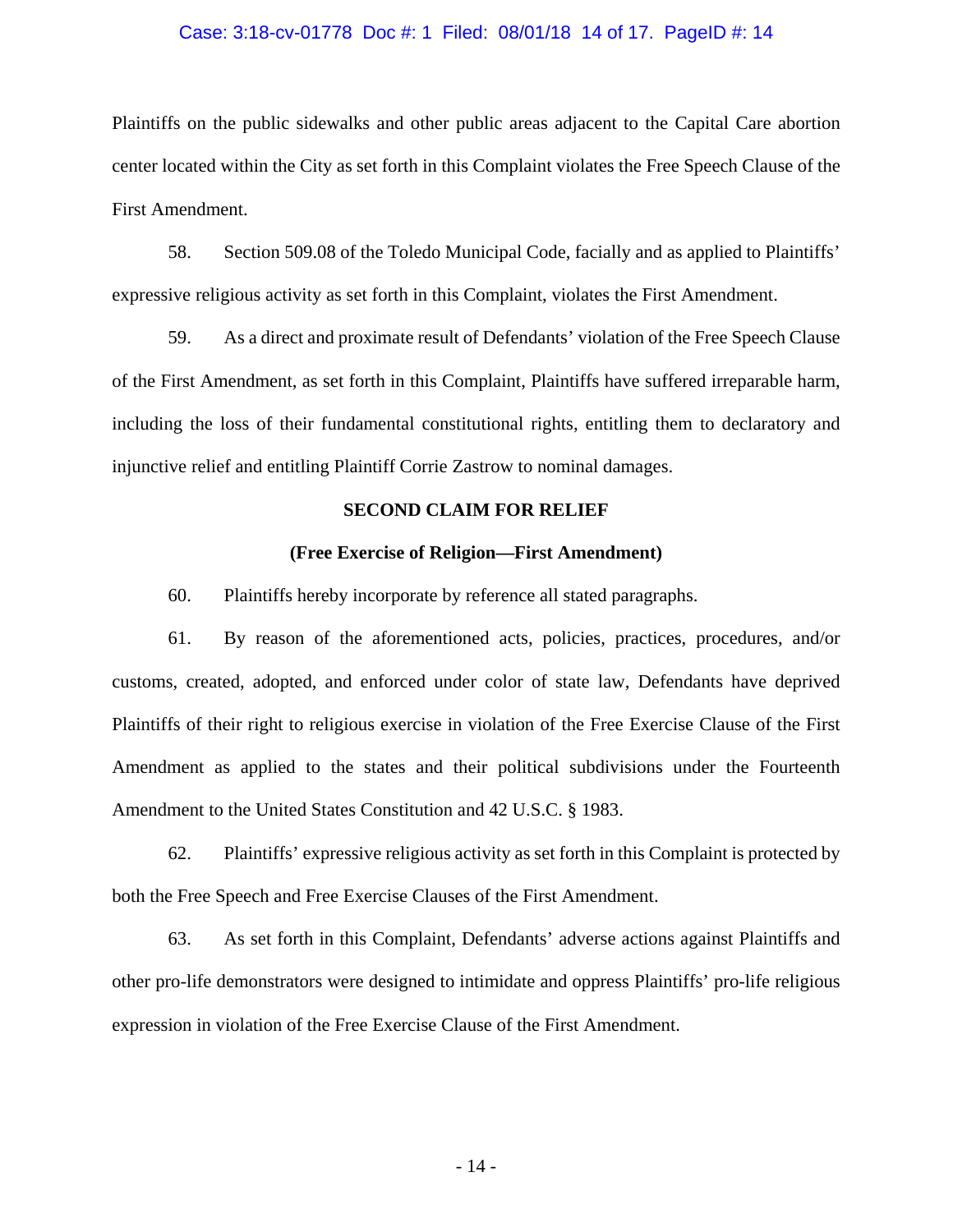Plaintiffs on the public sidewalks and other public areas adjacent to the Capital Care abortion center located within the City as set forth in this Complaint violates the Free Speech Clause of the First Amendment.

58. Section 509.08 of the Toledo Municipal Code, facially and as applied to Plaintiffs' expressive religious activity as set forth in this Complaint, violates the First Amendment.

59. As a direct and proximate result of Defendants' violation of the Free Speech Clause of the First Amendment, as set forth in this Complaint, Plaintiffs have suffered irreparable harm, including the loss of their fundamental constitutional rights, entitling them to declaratory and injunctive relief and entitling Plaintiff Corrie Zastrow to nominal damages.

**SECOND CLAIM FOR RELIEF**

**(Free Exercise of Religion—First Amendment)**

60. Plaintiffs hereby incorporate by reference all stated paragraphs.

61. By reason of the aforementioned acts, policies, practices, procedures, and/or customs, created, adopted, and enforced under color of state law, Defendants have deprived Plaintiffs of their right to religious exercise in violation of the Free Exercise Clause of the First Amendment as applied to the states and their political subdivisions under the Fourteenth Amendment to the United States Constitution and 42 U.S.C. § 1983.

62. Plaintiffs' expressive religious activity as set forth in this Complaint is protected by both the Free Speech and Free Exercise Clauses of the First Amendment.

63. As set forth in this Complaint, Defendants' adverse actions against Plaintiffs and other pro-life demonstrators were designed to intimidate and oppress Plaintiffs' pro-life religious expression in violation of the Free Exercise Clause of the First Amendment.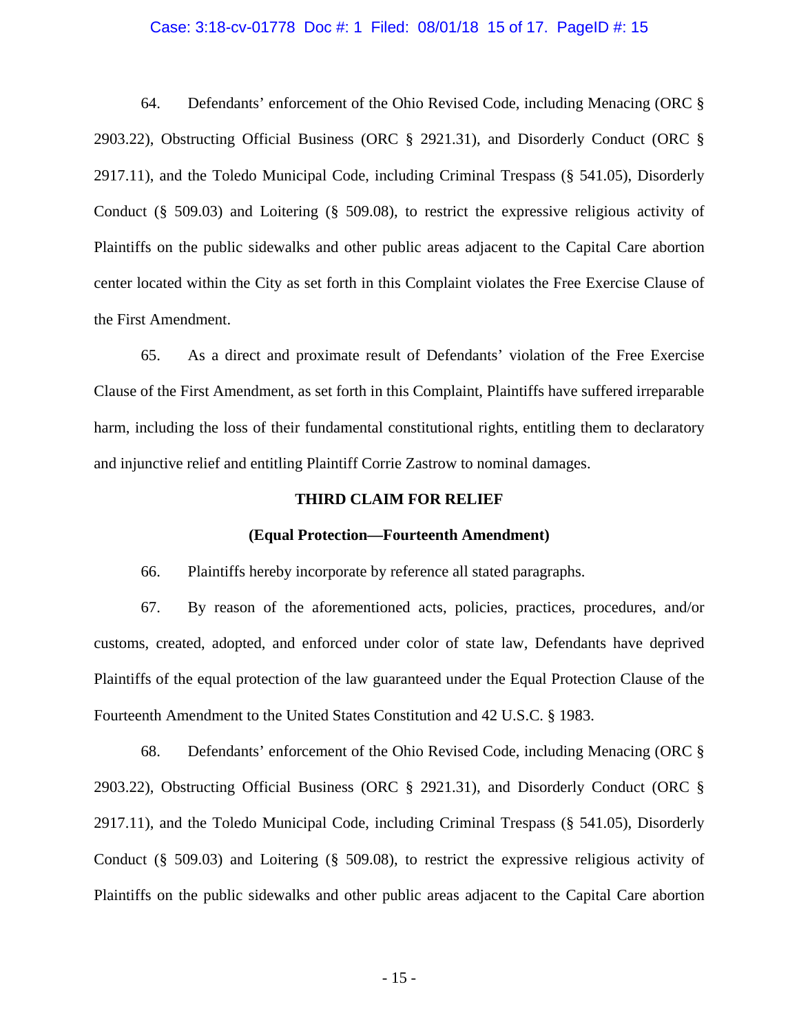64. Defendants' enforcement of the Ohio Revised Code, including Menacing (ORC § 2903.22), Obstructing Official Business (ORC § 2921.31), and Disorderly Conduct (ORC § 2917.11), and the Toledo Municipal Code, including Criminal Trespass (§ 541.05), Disorderly Conduct (§ 509.03) and Loitering (§ 509.08), to restrict the expressive religious activity of Plaintiffs on the public sidewalks and other public areas adjacent to the Capital Care abortion center located within the City as set forth in this Complaint violates the Free Exercise Clause of the First Amendment.

65. As a direct and proximate result of Defendants' violation of the Free Exercise Clause of the First Amendment, as set forth in this Complaint, Plaintiffs have suffered irreparable harm, including the loss of their fundamental constitutional rights, entitling them to declaratory and injunctive relief and entitling Plaintiff Corrie Zastrow to nominal damages.

## THIRD CLAIM FOR RELIEF

### (Equal Protection—Fourteenth Amendment)

66. Plaintiffs hereby incorporate by reference all stated paragraphs.

67. By reason of the aforementioned acts, policies, practices, procedures, and/or customs, created, adopted, and enforced under color of state law, Defendants have deprived Plaintiffs of the equal protection of the law guaranteed under the Equal Protection Clause of the Fourteenth Amendment to the United States Constitution and 42 U.S.C. § 1983.

68. Defendants' enforcement of the Ohio Revised Code, including Menacing (ORC § 2903.22), Obstructing Official Business (ORC § 2921.31), and Disorderly Conduct (ORC § 2917.11), and the Toledo Municipal Code, including Criminal Trespass (§ 541.05), Disorderly Conduct (§ 509.03) and Loitering (§ 509.08), to restrict the expressive religious activity of Plaintiffs on the public sidewalks and other public areas adjacent to the Capital Care abortion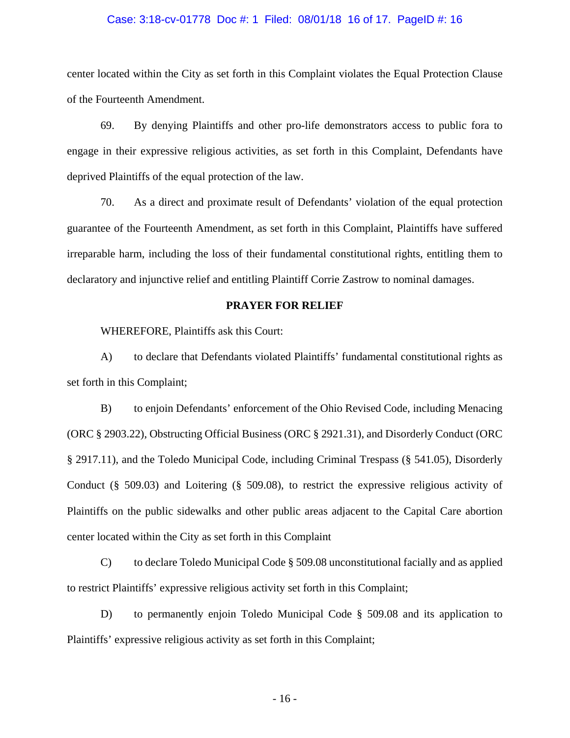center located within the City as set forth in this Complaint violates the Equal Protection Clause of the Fourteenth Amendment.

69. By denying Plaintiffs and other pro-life demonstrators access to public fora to engage in their expressive religious activities, as set forth in this Complaint, Defendants have deprived Plaintiffs of the equal protection of the law.

70. As a direct and proximate result of Defendants' violation of the equal protection guarantee of the Fourteenth Amendment, as set forth in this Complaint, Plaintiffs have suffered irreparable harm, including the loss of their fundamental constitutional rights, entitling them to declaratory and injunctive relief and entitling Plaintiff Corrie Zastrow to nominal damages.

**PRAYER FOR RELIEF**

WHEREFORE, Plaintiffs ask this Court:

A) to declare that Defendants violated Plaintiffs' fundamental constitutional rights as set forth in this Complaint;

B) to enjoin Defendants' enforcement of the Ohio Revised Code, including Menacing (ORC § 2903.22), Obstructing Official Business (ORC § 2921.31), and Disorderly Conduct (ORC § 2917.11), and the Toledo Municipal Code, including Criminal Trespass (§ 541.05), Disorderly Conduct (§ 509.03) and Loitering (§ 509.08), to restrict the expressive religious activity of Plaintiffs on the public sidewalks and other public areas adjacent to the Capital Care abortion center located within the City as set forth in this Complaint

C) to declare Toledo Municipal Code § 509.08 unconstitutional facially and as applied to restrict Plaintiffs' expressive religious activity set forth in this Complaint;

D) to permanently enjoin Toledo Municipal Code § 509.08 and its application to Plaintiffs' expressive religious activity as set forth in this Complaint;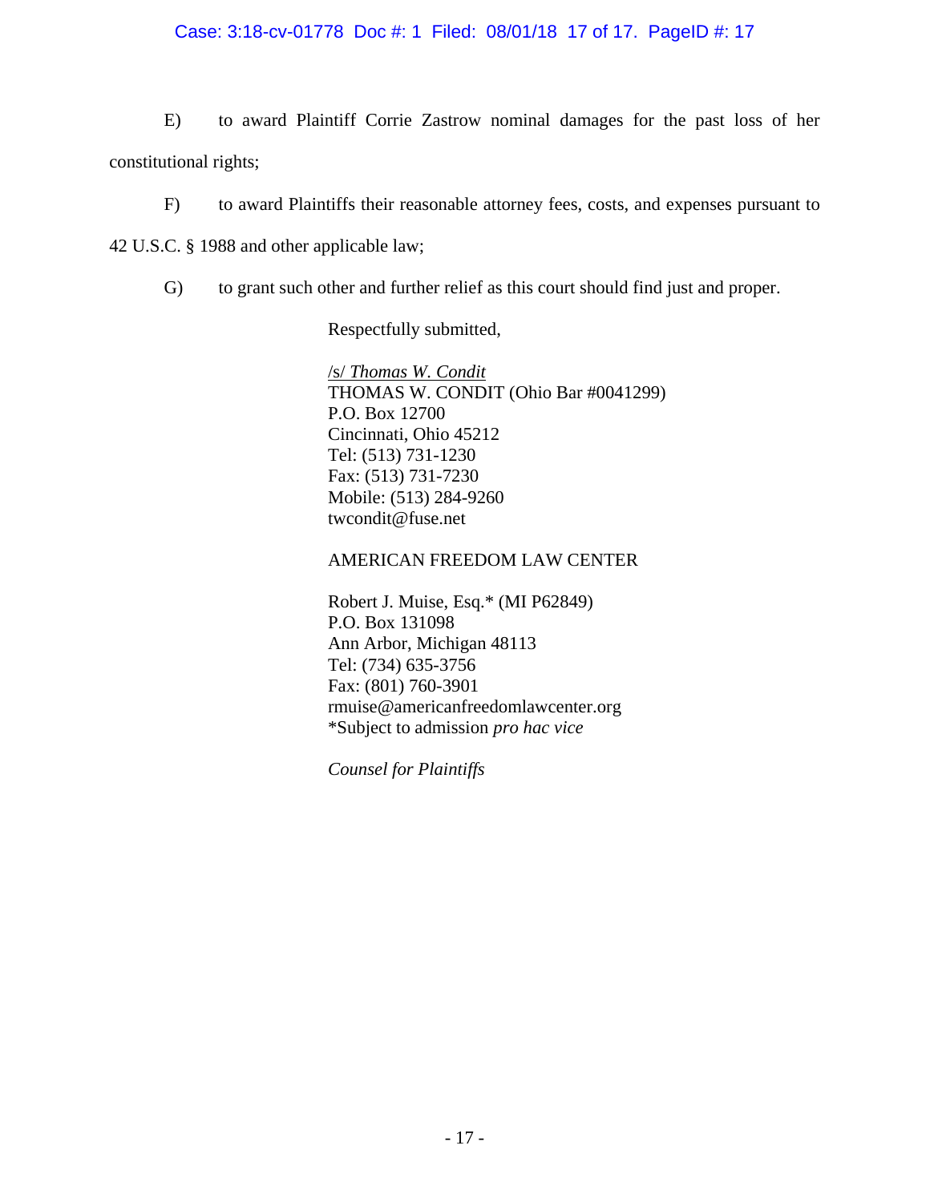E) to award Plaintiff Corrie Zastrow nominal damages for the past loss of her constitutional rights;

F) to award Plaintiffs their reasonable attorney fees, costs, and expenses pursuant to 42 U.S.C. § 1988 and other applicable law;

G) to grant such other and further relief as this court should find just and proper.

Respectfully submitted,

/s/ *Thomas W. Condit*
THOMAS W. CONDIT (Ohio Bar #0041299)
P.O. Box 12700
Cincinnati, Ohio 45212
Tel: (513) 731-1230
Fax: (513) 731-7230
Mobile: (513) 284-9260
twcondit@fuse.net

AMERICAN FREEDOM LAW CENTER

Robert J. Muise, Esq.* (MI P62849)
P.O. Box 131098
Ann Arbor, Michigan 48113
Tel: (734) 635-3756
Fax: (801) 760-3901
rmuise@americanfreedomlawcenter.org
*Subject to admission *pro hac vice*

*Counsel for Plaintiffs*